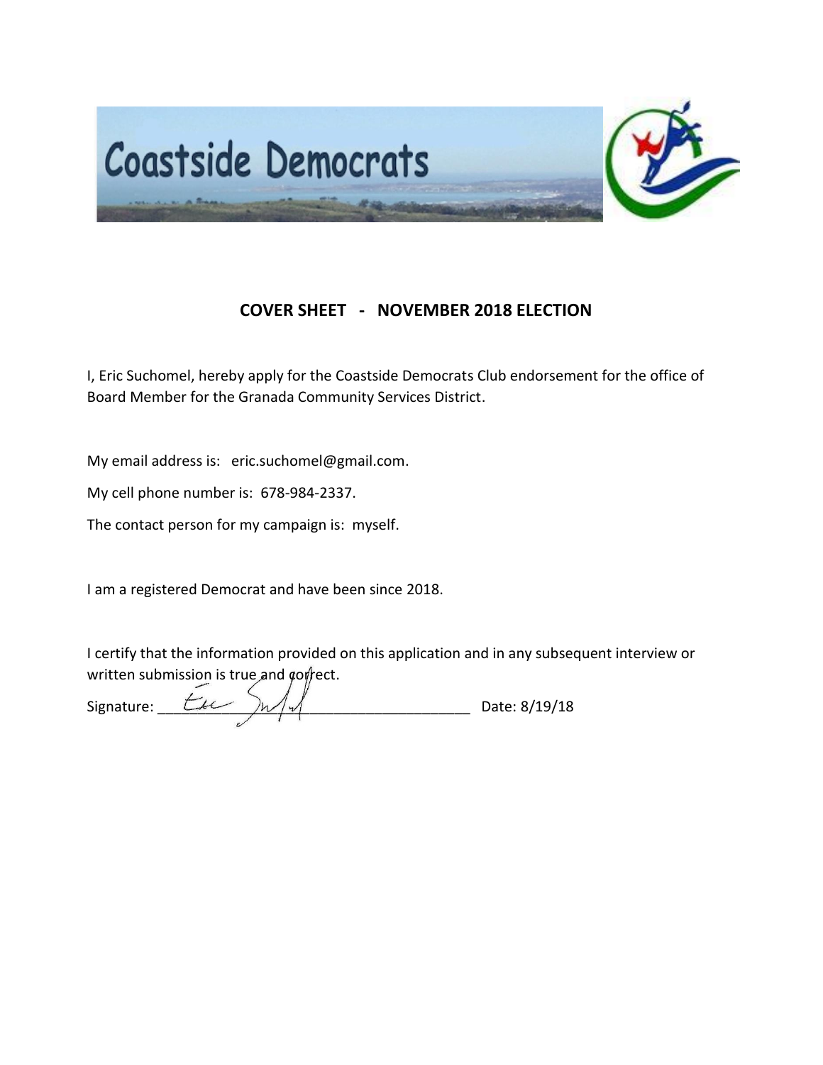Coastside Democrats

## COVER SHEET - NOVEMBER 2018 ELECTION

I, Eric Suchomel, hereby apply for the Coastside Democrats Club endorsement for the office of Board Member for the Granada Community Services District.

My email address is: eric.suchomel@gmail.com.

My cell phone number is: 678-984-2337.

The contact person for my campaign is: myself.

I am a registered Democrat and have been since 2018.

I certify that the information provided on this application and in any subsequent interview or written submission is true and correct.

Signature: ______________________________ Date: 8/19/18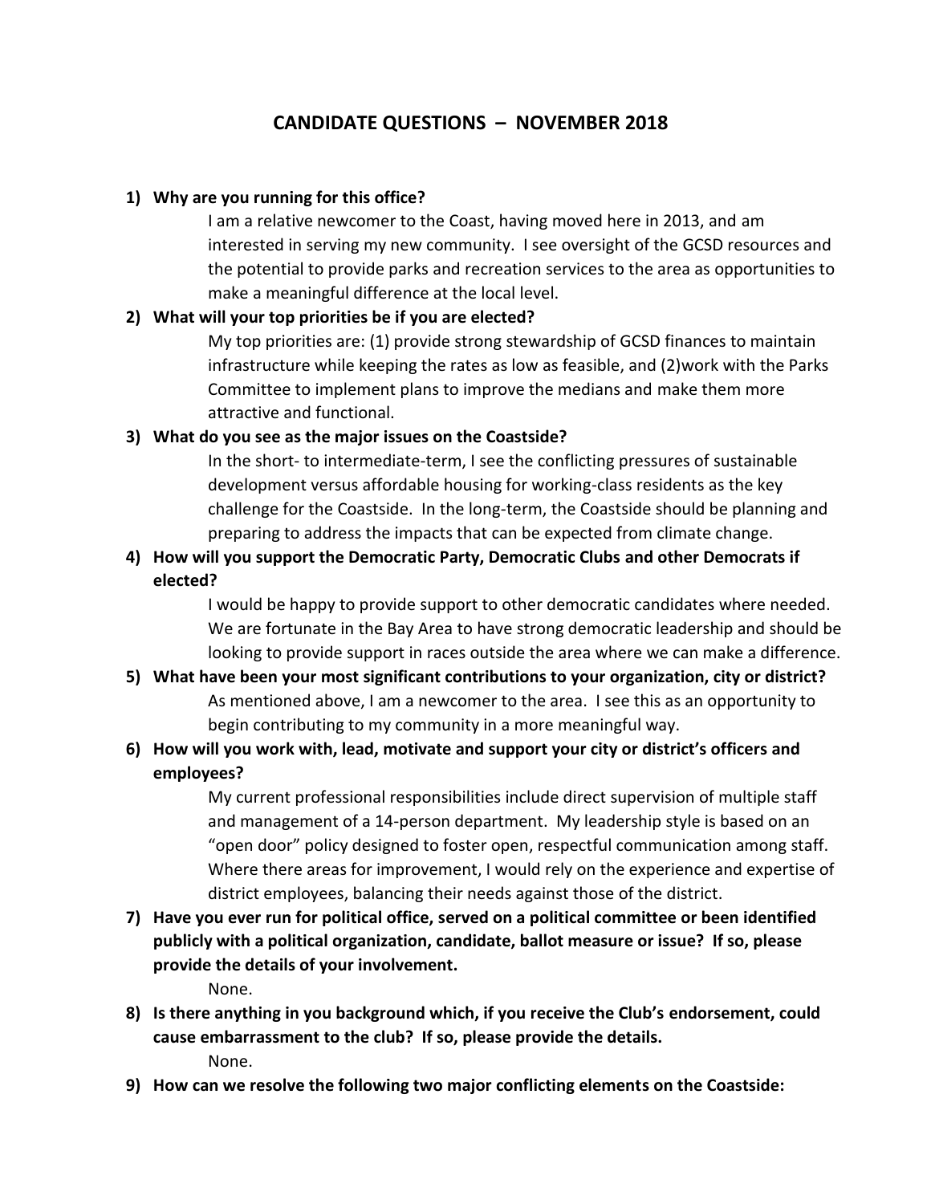## CANDIDATE QUESTIONS – NOVEMBER 2018

1) **Why are you running for this office?**

   I am a relative newcomer to the Coast, having moved here in 2013, and am interested in serving my new community. I see oversight of the GCSD resources and the potential to provide parks and recreation services to the area as opportunities to make a meaningful difference at the local level.

2) **What will your top priorities be if you are elected?**

   My top priorities are: (1) provide strong stewardship of GCSD finances to maintain infrastructure while keeping the rates as low as feasible, and (2)work with the Parks Committee to implement plans to improve the medians and make them more attractive and functional.

3) **What do you see as the major issues on the Coastside?**

   In the short- to intermediate-term, I see the conflicting pressures of sustainable development versus affordable housing for working-class residents as the key challenge for the Coastside. In the long-term, the Coastside should be planning and preparing to address the impacts that can be expected from climate change.

4) **How will you support the Democratic Party, Democratic Clubs and other Democrats if elected?**

   I would be happy to provide support to other democratic candidates where needed. We are fortunate in the Bay Area to have strong democratic leadership and should be looking to provide support in races outside the area where we can make a difference.

5) **What have been your most significant contributions to your organization, city or district?**

   As mentioned above, I am a newcomer to the area. I see this as an opportunity to begin contributing to my community in a more meaningful way.

6) **How will you work with, lead, motivate and support your city or district's officers and employees?**

   My current professional responsibilities include direct supervision of multiple staff and management of a 14-person department. My leadership style is based on an "open door" policy designed to foster open, respectful communication among staff. Where there areas for improvement, I would rely on the experience and expertise of district employees, balancing their needs against those of the district.

7) **Have you ever run for political office, served on a political committee or been identified publicly with a political organization, candidate, ballot measure or issue? If so, please provide the details of your involvement.**

   None.

8) **Is there anything in you background which, if you receive the Club's endorsement, could cause embarrassment to the club? If so, please provide the details.**

   None.

9) **How can we resolve the following two major conflicting elements on the Coastside:**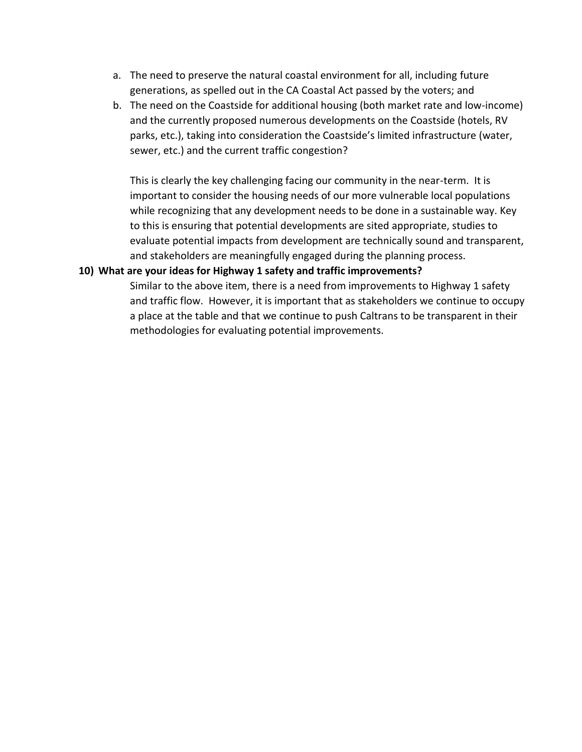a. The need to preserve the natural coastal environment for all, including future generations, as spelled out in the CA Coastal Act passed by the voters; and
b. The need on the Coastside for additional housing (both market rate and low-income) and the currently proposed numerous developments on the Coastside (hotels, RV parks, etc.), taking into consideration the Coastside's limited infrastructure (water, sewer, etc.) and the current traffic congestion?

   This is clearly the key challenging facing our community in the near-term. It is important to consider the housing needs of our more vulnerable local populations while recognizing that any development needs to be done in a sustainable way. Key to this is ensuring that potential developments are sited appropriate, studies to evaluate potential impacts from development are technically sound and transparent, and stakeholders are meaningfully engaged during the planning process.

**10) What are your ideas for Highway 1 safety and traffic improvements?**

Similar to the above item, there is a need from improvements to Highway 1 safety and traffic flow. However, it is important that as stakeholders we continue to occupy a place at the table and that we continue to push Caltrans to be transparent in their methodologies for evaluating potential improvements.